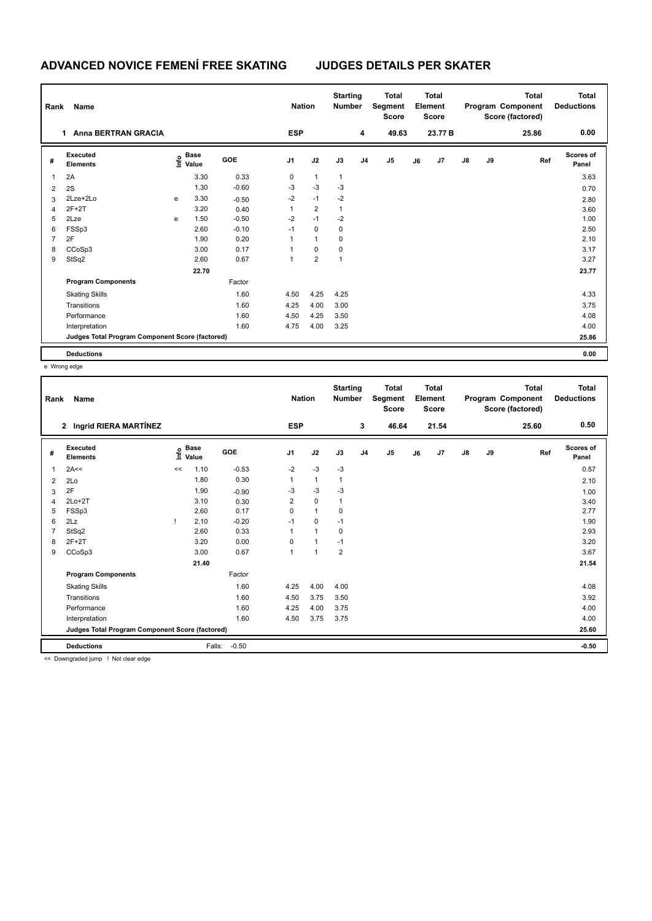# ADVANCED NOVICE FEMENÍ FREE SKATING JUDGES DETAILS PER SKATER

| Rank | Name | Nation | Starting Number | Total Segment Score | Total Element Score | Total Program Component Score (factored) | Total Deductions |
|---|---|---|---|---|---|---|---|
| 1 | Anna BERTRAN GRACIA | ESP | 4 | 49.63 | 23.77 B | 25.86 | 0.00 |

| # | Executed Elements | Info | Base Value | GOE | J1 | J2 | J3 | J4 | J5 | J6 | J7 | J8 | J9 | Ref | Scores of Panel |
|---|---|---|---|---|---|---|---|---|---|---|---|---|---|---|---|
| 1 | 2A | | 3.30 | 0.33 | 0 | 1 | 1 | | | | | | | | 3.63 |
| 2 | 2S | | 1.30 | -0.60 | -3 | -3 | -3 | | | | | | | | 0.70 |
| 3 | 2Lze+2Lo | e | 3.30 | -0.50 | -2 | -1 | -2 | | | | | | | | 2.80 |
| 4 | 2F+2T | | 3.20 | 0.40 | 1 | 2 | 1 | | | | | | | | 3.60 |
| 5 | 2Lze | e | 1.50 | -0.50 | -2 | -1 | -2 | | | | | | | | 1.00 |
| 6 | FSSp3 | | 2.60 | -0.10 | -1 | 0 | 0 | | | | | | | | 2.50 |
| 7 | 2F | | 1.90 | 0.20 | 1 | 1 | 0 | | | | | | | | 2.10 |
| 8 | CCoSp3 | | 3.00 | 0.17 | 1 | 0 | 0 | | | | | | | | 3.17 |
| 9 | StSq2 | | 2.60 | 0.67 | 1 | 2 | 1 | | | | | | | | 3.27 |
| | | | 22.70 | | | | | | | | | | | | 23.77 |
| | **Program Components** | | | Factor | | | | | | | | | | | |
| | Skating Skills | | | 1.60 | 4.50 | 4.25 | 4.25 | | | | | | | | 4.33 |
| | Transitions | | | 1.60 | 4.25 | 4.00 | 3.00 | | | | | | | | 3.75 |
| | Performance | | | 1.60 | 4.50 | 4.25 | 3.50 | | | | | | | | 4.08 |
| | Interpretation | | | 1.60 | 4.75 | 4.00 | 3.25 | | | | | | | | 4.00 |
| | **Judges Total Program Component Score (factored)** | | | | | | | | | | | | | | 25.86 |
| | **Deductions** | | | | | | | | | | | | | | 0.00 |

e Wrong edge

| Rank | Name | Nation | Starting Number | Total Segment Score | Total Element Score | Total Program Component Score (factored) | Total Deductions |
|---|---|---|---|---|---|---|---|
| 2 | Ingrid RIERA MARTÍNEZ | ESP | 3 | 46.64 | 21.54 | 25.60 | 0.50 |

| # | Executed Elements | Info | Base Value | GOE | J1 | J2 | J3 | J4 | J5 | J6 | J7 | J8 | J9 | Ref | Scores of Panel |
|---|---|---|---|---|---|---|---|---|---|---|---|---|---|---|---|
| 1 | 2A<< | << | 1.10 | -0.53 | -2 | -3 | -3 | | | | | | | | 0.57 |
| 2 | 2Lo | | 1.80 | 0.30 | 1 | 1 | 1 | | | | | | | | 2.10 |
| 3 | 2F | | 1.90 | -0.90 | -3 | -3 | -3 | | | | | | | | 1.00 |
| 4 | 2Lo+2T | | 3.10 | 0.30 | 2 | 0 | 1 | | | | | | | | 3.40 |
| 5 | FSSp3 | | 2.60 | 0.17 | 0 | 1 | 0 | | | | | | | | 2.77 |
| 6 | 2Lz | ! | 2.10 | -0.20 | -1 | 0 | -1 | | | | | | | | 1.90 |
| 7 | StSq2 | | 2.60 | 0.33 | 1 | 1 | 0 | | | | | | | | 2.93 |
| 8 | 2F+2T | | 3.20 | 0.00 | 0 | 1 | -1 | | | | | | | | 3.20 |
| 9 | CCoSp3 | | 3.00 | 0.67 | 1 | 1 | 2 | | | | | | | | 3.67 |
| | | | 21.40 | | | | | | | | | | | | 21.54 |
| | **Program Components** | | | Factor | | | | | | | | | | | |
| | Skating Skills | | | 1.60 | 4.25 | 4.00 | 4.00 | | | | | | | | 4.08 |
| | Transitions | | | 1.60 | 4.50 | 3.75 | 3.50 | | | | | | | | 3.92 |
| | Performance | | | 1.60 | 4.25 | 4.00 | 3.75 | | | | | | | | 4.00 |
| | Interpretation | | | 1.60 | 4.50 | 3.75 | 3.75 | | | | | | | | 4.00 |
| | **Judges Total Program Component Score (factored)** | | | | | | | | | | | | | | 25.60 |
| | **Deductions** | | Falls: | -0.50 | | | | | | | | | | | -0.50 |

<< Downgraded jump ! Not clear edge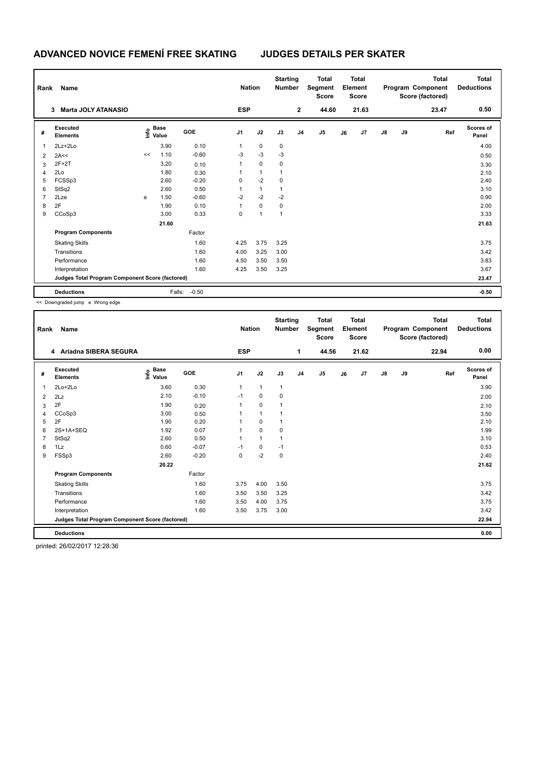# ADVANCED NOVICE FEMENÍ FREE SKATING JUDGES DETAILS PER SKATER

| Rank | Name | Nation | Starting Number | Total Segment Score | Total Element Score | Total Program Component Score (factored) | Total Deductions |
|---|---|---|---|---|---|---|---|
| 3 | Marta JOLY ATANASIO | ESP | 2 | 44.60 | 21.63 | 23.47 | 0.50 |

| # | Executed Elements | Info | Base Value | GOE | J1 | J2 | J3 | J4 | J5 | J6 | J7 | J8 | J9 | Ref | Scores of Panel |
|---|---|---|---|---|---|---|---|---|---|---|---|---|---|---|---|
| 1 | 2Lz+2Lo | | 3.90 | 0.10 | 1 | 0 | 0 | | | | | | | | 4.00 |
| 2 | 2A<< | << | 1.10 | -0.60 | -3 | -3 | -3 | | | | | | | | 0.50 |
| 3 | 2F+2T | | 3.20 | 0.10 | 1 | 0 | 0 | | | | | | | | 3.30 |
| 4 | 2Lo | | 1.80 | 0.30 | 1 | 1 | 1 | | | | | | | | 2.10 |
| 5 | FCSSp3 | | 2.60 | -0.20 | 0 | -2 | 0 | | | | | | | | 2.40 |
| 6 | StSq2 | | 2.60 | 0.50 | 1 | 1 | 1 | | | | | | | | 3.10 |
| 7 | 2Lze | e | 1.50 | -0.60 | -2 | -2 | -2 | | | | | | | | 0.90 |
| 8 | 2F | | 1.90 | 0.10 | 1 | 0 | 0 | | | | | | | | 2.00 |
| 9 | CCoSp3 | | 3.00 | 0.33 | 0 | 1 | 1 | | | | | | | | 3.33 |
| | | | 21.60 | | | | | | | | | | | | 21.63 |
| | **Program Components** | | | Factor | | | | | | | | | | | |
| | Skating Skills | | | 1.60 | 4.25 | 3.75 | 3.25 | | | | | | | | 3.75 |
| | Transitions | | | 1.60 | 4.00 | 3.25 | 3.00 | | | | | | | | 3.42 |
| | Performance | | | 1.60 | 4.50 | 3.50 | 3.50 | | | | | | | | 3.83 |
| | Interpretation | | | 1.60 | 4.25 | 3.50 | 3.25 | | | | | | | | 3.67 |
| | **Judges Total Program Component Score (factored)** | | | | | | | | | | | | | | 23.47 |
| | **Deductions** | | Falls: | -0.50 | | | | | | | | | | | -0.50 |

<< Downgraded jump e Wrong edge

| Rank | Name | Nation | Starting Number | Total Segment Score | Total Element Score | Total Program Component Score (factored) | Total Deductions |
|---|---|---|---|---|---|---|---|
| 4 | Ariadna SIBERA SEGURA | ESP | 1 | 44.56 | 21.62 | 22.94 | 0.00 |

| # | Executed Elements | Info | Base Value | GOE | J1 | J2 | J3 | J4 | J5 | J6 | J7 | J8 | J9 | Ref | Scores of Panel |
|---|---|---|---|---|---|---|---|---|---|---|---|---|---|---|---|
| 1 | 2Lo+2Lo | | 3.60 | 0.30 | 1 | 1 | 1 | | | | | | | | 3.90 |
| 2 | 2Lz | | 2.10 | -0.10 | -1 | 0 | 0 | | | | | | | | 2.00 |
| 3 | 2F | | 1.90 | 0.20 | 1 | 0 | 1 | | | | | | | | 2.10 |
| 4 | CCoSp3 | | 3.00 | 0.50 | 1 | 1 | 1 | | | | | | | | 3.50 |
| 5 | 2F | | 1.90 | 0.20 | 1 | 0 | 1 | | | | | | | | 2.10 |
| 6 | 2S+1A+SEQ | | 1.92 | 0.07 | 1 | 0 | 0 | | | | | | | | 1.99 |
| 7 | StSq2 | | 2.60 | 0.50 | 1 | 1 | 1 | | | | | | | | 3.10 |
| 8 | 1Lz | | 0.60 | -0.07 | -1 | 0 | -1 | | | | | | | | 0.53 |
| 9 | FSSp3 | | 2.60 | -0.20 | 0 | -2 | 0 | | | | | | | | 2.40 |
| | | | 20.22 | | | | | | | | | | | | 21.62 |
| | **Program Components** | | | Factor | | | | | | | | | | | |
| | Skating Skills | | | 1.60 | 3.75 | 4.00 | 3.50 | | | | | | | | 3.75 |
| | Transitions | | | 1.60 | 3.50 | 3.50 | 3.25 | | | | | | | | 3.42 |
| | Performance | | | 1.60 | 3.50 | 4.00 | 3.75 | | | | | | | | 3.75 |
| | Interpretation | | | 1.60 | 3.50 | 3.75 | 3.00 | | | | | | | | 3.42 |
| | **Judges Total Program Component Score (factored)** | | | | | | | | | | | | | | 22.94 |
| | **Deductions** | | | | | | | | | | | | | | 0.00 |

printed: 26/02/2017 12:28:36